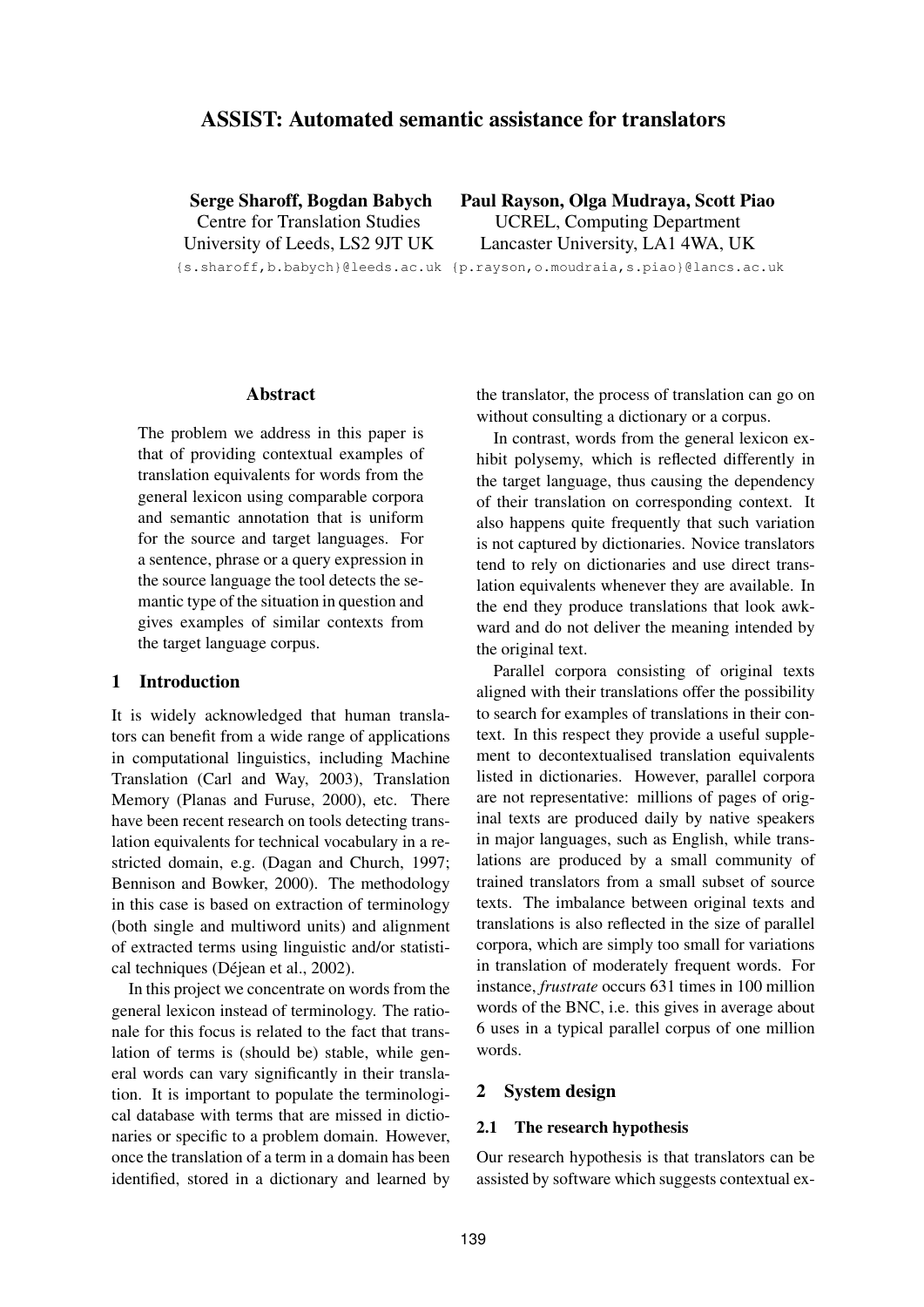# ASSIST: Automated semantic assistance for translators

**Serge Sharoff, Bogdan Babych**
Centre for Translation Studies
University of Leeds, LS2 9JT UK
{s.sharoff,b.babych}@leeds.ac.uk

**Paul Rayson, Olga Mudraya, Scott Piao**
UCREL, Computing Department
Lancaster University, LA1 4WA, UK
{p.rayson,o.moudraia,s.piao}@lancs.ac.uk

## Abstract

The problem we address in this paper is that of providing contextual examples of translation equivalents for words from the general lexicon using comparable corpora and semantic annotation that is uniform for the source and target languages. For a sentence, phrase or a query expression in the source language the tool detects the semantic type of the situation in question and gives examples of similar contexts from the target language corpus.

## 1 Introduction

It is widely acknowledged that human translators can benefit from a wide range of applications in computational linguistics, including Machine Translation (Carl and Way, 2003), Translation Memory (Planas and Furuse, 2000), etc. There have been recent research on tools detecting translation equivalents for technical vocabulary in a restricted domain, e.g. (Dagan and Church, 1997; Bennison and Bowker, 2000). The methodology in this case is based on extraction of terminology (both single and multiword units) and alignment of extracted terms using linguistic and/or statistical techniques (Déjean et al., 2002).

In this project we concentrate on words from the general lexicon instead of terminology. The rationale for this focus is related to the fact that translation of terms is (should be) stable, while general words can vary significantly in their translation. It is important to populate the terminological database with terms that are missed in dictionaries or specific to a problem domain. However, once the translation of a term in a domain has been identified, stored in a dictionary and learned by the translator, the process of translation can go on without consulting a dictionary or a corpus.

In contrast, words from the general lexicon exhibit polysemy, which is reflected differently in the target language, thus causing the dependency of their translation on corresponding context. It also happens quite frequently that such variation is not captured by dictionaries. Novice translators tend to rely on dictionaries and use direct translation equivalents whenever they are available. In the end they produce translations that look awkward and do not deliver the meaning intended by the original text.

Parallel corpora consisting of original texts aligned with their translations offer the possibility to search for examples of translations in their context. In this respect they provide a useful supplement to decontextualised translation equivalents listed in dictionaries. However, parallel corpora are not representative: millions of pages of original texts are produced daily by native speakers in major languages, such as English, while translations are produced by a small community of trained translators from a small subset of source texts. The imbalance between original texts and translations is also reflected in the size of parallel corpora, which are simply too small for variations in translation of moderately frequent words. For instance, *frustrate* occurs 631 times in 100 million words of the BNC, i.e. this gives in average about 6 uses in a typical parallel corpus of one million words.

## 2 System design

### 2.1 The research hypothesis

Our research hypothesis is that translators can be assisted by software which suggests contextual ex-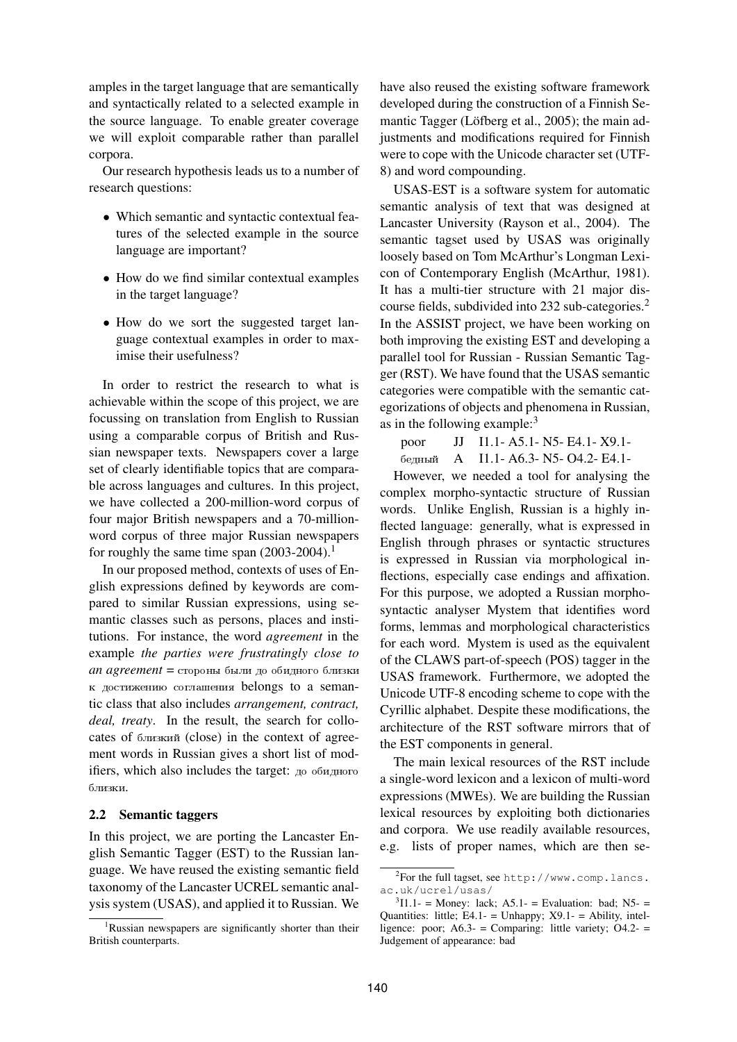amples in the target language that are semantically and syntactically related to a selected example in the source language. To enable greater coverage we will exploit comparable rather than parallel corpora.

Our research hypothesis leads us to a number of research questions:

- Which semantic and syntactic contextual features of the selected example in the source language are important?
- How do we find similar contextual examples in the target language?
- How do we sort the suggested target language contextual examples in order to maximise their usefulness?

In order to restrict the research to what is achievable within the scope of this project, we are focussing on translation from English to Russian using a comparable corpus of British and Russian newspaper texts. Newspapers cover a large set of clearly identifiable topics that are comparable across languages and cultures. In this project, we have collected a 200-million-word corpus of four major British newspapers and a 70-million-word corpus of three major Russian newspapers for roughly the same time span (2003-2004).[1]

In our proposed method, contexts of uses of English expressions defined by keywords are compared to similar Russian expressions, using semantic classes such as persons, places and institutions. For instance, the word *agreement* in the example *the parties were frustratingly close to an agreement* = стороны были до обидного близки к достижению соглашения belongs to a semantic class that also includes *arrangement, contract, deal, treaty*. In the result, the search for collocates of близкий (close) in the context of agreement words in Russian gives a short list of modifiers, which also includes the target: до обидного близки.

## 2.2 Semantic taggers

In this project, we are porting the Lancaster English Semantic Tagger (EST) to the Russian language. We have reused the existing semantic field taxonomy of the Lancaster UCREL semantic analysis system (USAS), and applied it to Russian. We have also reused the existing software framework developed during the construction of a Finnish Semantic Tagger (Löfberg et al., 2005); the main adjustments and modifications required for Finnish were to cope with the Unicode character set (UTF-8) and word compounding.

USAS-EST is a software system for automatic semantic analysis of text that was designed at Lancaster University (Rayson et al., 2004). The semantic tagset used by USAS was originally loosely based on Tom McArthur's Longman Lexicon of Contemporary English (McArthur, 1981). It has a multi-tier structure with 21 major discourse fields, subdivided into 232 sub-categories.[2] In the ASSIST project, we have been working on both improving the existing EST and developing a parallel tool for Russian - Russian Semantic Tagger (RST). We have found that the USAS semantic categories were compatible with the semantic categorizations of objects and phenomena in Russian, as in the following example:[3]

poor JJ I1.1- A5.1- N5- E4.1- X9.1-
бедный A I1.1- A6.3- N5- O4.2- E4.1-

However, we needed a tool for analysing the complex morpho-syntactic structure of Russian words. Unlike English, Russian is a highly inflected language: generally, what is expressed in English through phrases or syntactic structures is expressed in Russian via morphological inflections, especially case endings and affixation. For this purpose, we adopted a Russian morpho-syntactic analyser Mystem that identifies word forms, lemmas and morphological characteristics for each word. Mystem is used as the equivalent of the CLAWS part-of-speech (POS) tagger in the USAS framework. Furthermore, we adopted the Unicode UTF-8 encoding scheme to cope with the Cyrillic alphabet. Despite these modifications, the architecture of the RST software mirrors that of the EST components in general.

The main lexical resources of the RST include a single-word lexicon and a lexicon of multi-word expressions (MWEs). We are building the Russian lexical resources by exploiting both dictionaries and corpora. We use readily available resources, e.g. lists of proper names, which are then se-

[1]Russian newspapers are significantly shorter than their British counterparts.

[2]For the full tagset, see http://www.comp.lancs.ac.uk/ucrel/usas/

[3]I1.1- = Money: lack; A5.1- = Evaluation: bad; N5- = Quantities: little; E4.1- = Unhappy; X9.1- = Ability, intelligence: poor; A6.3- = Comparing: little variety; O4.2- = Judgement of appearance: bad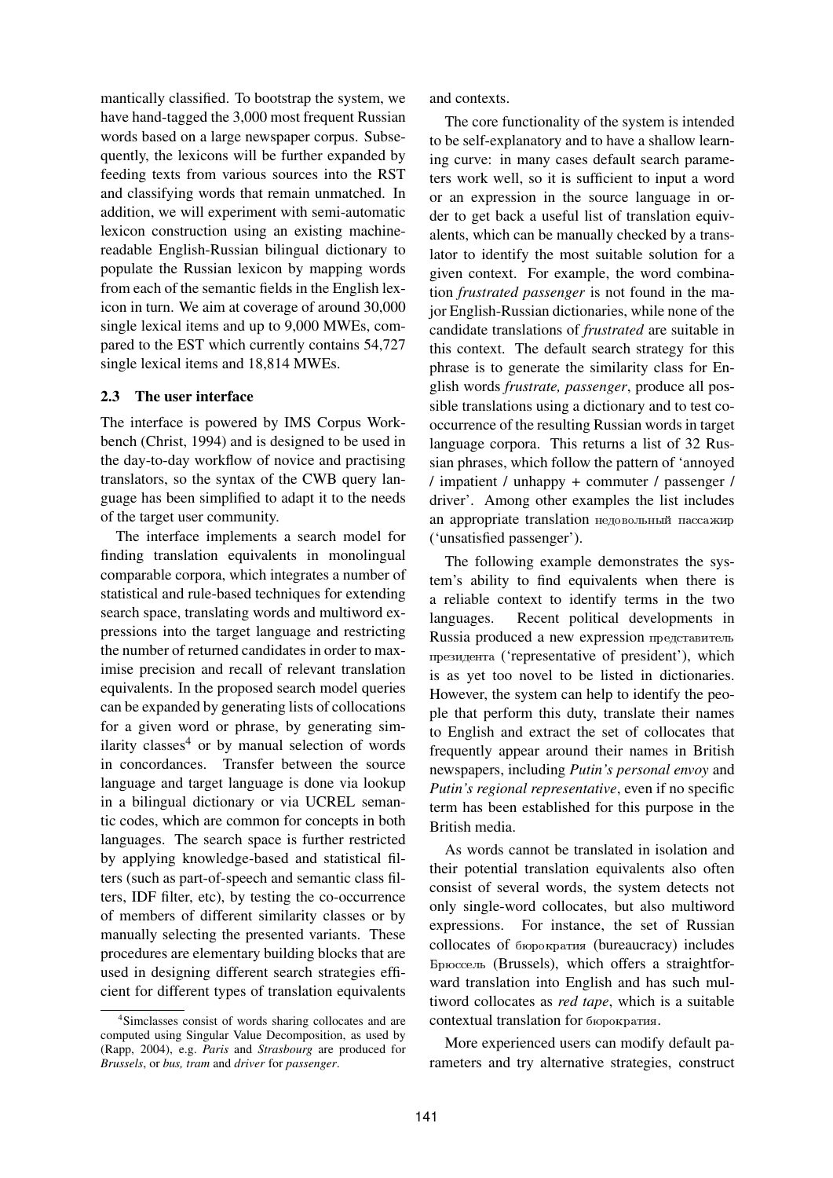mantically classified. To bootstrap the system, we have hand-tagged the 3,000 most frequent Russian words based on a large newspaper corpus. Subsequently, the lexicons will be further expanded by feeding texts from various sources into the RST and classifying words that remain unmatched. In addition, we will experiment with semi-automatic lexicon construction using an existing machine-readable English-Russian bilingual dictionary to populate the Russian lexicon by mapping words from each of the semantic fields in the English lexicon in turn. We aim at coverage of around 30,000 single lexical items and up to 9,000 MWEs, compared to the EST which currently contains 54,727 single lexical items and 18,814 MWEs.

### 2.3 The user interface

The interface is powered by IMS Corpus Workbench (Christ, 1994) and is designed to be used in the day-to-day workflow of novice and practising translators, so the syntax of the CWB query language has been simplified to adapt it to the needs of the target user community.

The interface implements a search model for finding translation equivalents in monolingual comparable corpora, which integrates a number of statistical and rule-based techniques for extending search space, translating words and multiword expressions into the target language and restricting the number of returned candidates in order to maximise precision and recall of relevant translation equivalents. In the proposed search model queries can be expanded by generating lists of collocations for a given word or phrase, by generating similarity classes[4] or by manual selection of words in concordances. Transfer between the source language and target language is done via lookup in a bilingual dictionary or via UCREL semantic codes, which are common for concepts in both languages. The search space is further restricted by applying knowledge-based and statistical filters (such as part-of-speech and semantic class filters, IDF filter, etc), by testing the co-occurrence of members of different similarity classes or by manually selecting the presented variants. These procedures are elementary building blocks that are used in designing different search strategies efficient for different types of translation equivalents and contexts.

The core functionality of the system is intended to be self-explanatory and to have a shallow learning curve: in many cases default search parameters work well, so it is sufficient to input a word or an expression in the source language in order to get back a useful list of translation equivalents, which can be manually checked by a translator to identify the most suitable solution for a given context. For example, the word combination *frustrated passenger* is not found in the major English-Russian dictionaries, while none of the candidate translations of *frustrated* are suitable in this context. The default search strategy for this phrase is to generate the similarity class for English words *frustrate, passenger*, produce all possible translations using a dictionary and to test co-occurrence of the resulting Russian words in target language corpora. This returns a list of 32 Russian phrases, which follow the pattern of 'annoyed / impatient / unhappy + commuter / passenger / driver'. Among other examples the list includes an appropriate translation недовольный пассажир ('unsatisfied passenger').

The following example demonstrates the system's ability to find equivalents when there is a reliable context to identify terms in the two languages. Recent political developments in Russia produced a new expression представитель президента ('representative of president'), which is as yet too novel to be listed in dictionaries. However, the system can help to identify the people that perform this duty, translate their names to English and extract the set of collocates that frequently appear around their names in British newspapers, including *Putin's personal envoy* and *Putin's regional representative*, even if no specific term has been established for this purpose in the British media.

As words cannot be translated in isolation and their potential translation equivalents also often consist of several words, the system detects not only single-word collocates, but also multiword expressions. For instance, the set of Russian collocates of бюрократия (bureaucracy) includes Брюссель (Brussels), which offers a straightforward translation into English and has such multiword collocates as *red tape*, which is a suitable contextual translation for бюрократия.

More experienced users can modify default parameters and try alternative strategies, construct

[4] Simclasses consist of words sharing collocates and are computed using Singular Value Decomposition, as used by (Rapp, 2004), e.g. *Paris* and *Strasbourg* are produced for *Brussels*, or *bus, tram* and *driver* for *passenger*.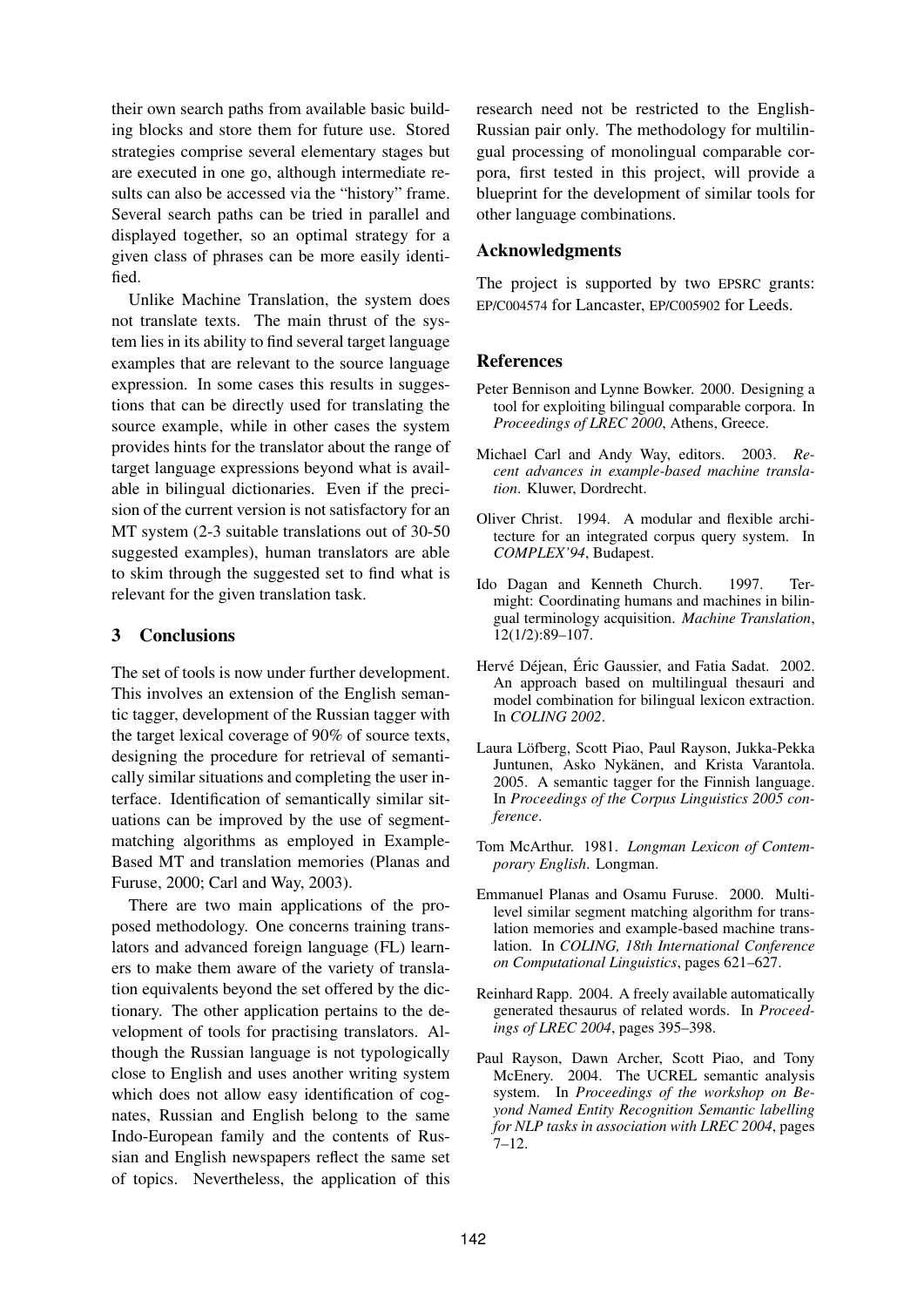their own search paths from available basic building blocks and store them for future use. Stored strategies comprise several elementary stages but are executed in one go, although intermediate results can also be accessed via the "history" frame. Several search paths can be tried in parallel and displayed together, so an optimal strategy for a given class of phrases can be more easily identified.

Unlike Machine Translation, the system does not translate texts. The main thrust of the system lies in its ability to find several target language examples that are relevant to the source language expression. In some cases this results in suggestions that can be directly used for translating the source example, while in other cases the system provides hints for the translator about the range of target language expressions beyond what is available in bilingual dictionaries. Even if the precision of the current version is not satisfactory for an MT system (2-3 suitable translations out of 30-50 suggested examples), human translators are able to skim through the suggested set to find what is relevant for the given translation task.

## 3 Conclusions

The set of tools is now under further development. This involves an extension of the English semantic tagger, development of the Russian tagger with the target lexical coverage of 90% of source texts, designing the procedure for retrieval of semantically similar situations and completing the user interface. Identification of semantically similar situations can be improved by the use of segment-matching algorithms as employed in Example-Based MT and translation memories (Planas and Furuse, 2000; Carl and Way, 2003).

There are two main applications of the proposed methodology. One concerns training translators and advanced foreign language (FL) learners to make them aware of the variety of translation equivalents beyond the set offered by the dictionary. The other application pertains to the development of tools for practising translators. Although the Russian language is not typologically close to English and uses another writing system which does not allow easy identification of cognates, Russian and English belong to the same Indo-European family and the contents of Russian and English newspapers reflect the same set of topics. Nevertheless, the application of this research need not be restricted to the English-Russian pair only. The methodology for multilingual processing of monolingual comparable corpora, first tested in this project, will provide a blueprint for the development of similar tools for other language combinations.

## Acknowledgments

The project is supported by two EPSRC grants: EP/C004574 for Lancaster, EP/C005902 for Leeds.

## References

Peter Bennison and Lynne Bowker. 2000. Designing a tool for exploiting bilingual comparable corpora. In *Proceedings of LREC 2000*, Athens, Greece.

Michael Carl and Andy Way, editors. 2003. *Recent advances in example-based machine translation*. Kluwer, Dordrecht.

Oliver Christ. 1994. A modular and flexible architecture for an integrated corpus query system. In *COMPLEX'94*, Budapest.

Ido Dagan and Kenneth Church. 1997. Termight: Coordinating humans and machines in bilingual terminology acquisition. *Machine Translation*, 12(1/2):89–107.

Hervé Déjean, Éric Gaussier, and Fatia Sadat. 2002. An approach based on multilingual thesauri and model combination for bilingual lexicon extraction. In *COLING 2002*.

Laura Löfberg, Scott Piao, Paul Rayson, Jukka-Pekka Juntunen, Asko Nykänen, and Krista Varantola. 2005. A semantic tagger for the Finnish language. In *Proceedings of the Corpus Linguistics 2005 conference*.

Tom McArthur. 1981. *Longman Lexicon of Contemporary English*. Longman.

Emmanuel Planas and Osamu Furuse. 2000. Multi-level similar segment matching algorithm for translation memories and example-based machine translation. In *COLING, 18th International Conference on Computational Linguistics*, pages 621–627.

Reinhard Rapp. 2004. A freely available automatically generated thesaurus of related words. In *Proceedings of LREC 2004*, pages 395–398.

Paul Rayson, Dawn Archer, Scott Piao, and Tony McEnery. 2004. The UCREL semantic analysis system. In *Proceedings of the workshop on Beyond Named Entity Recognition Semantic labelling for NLP tasks in association with LREC 2004*, pages 7–12.